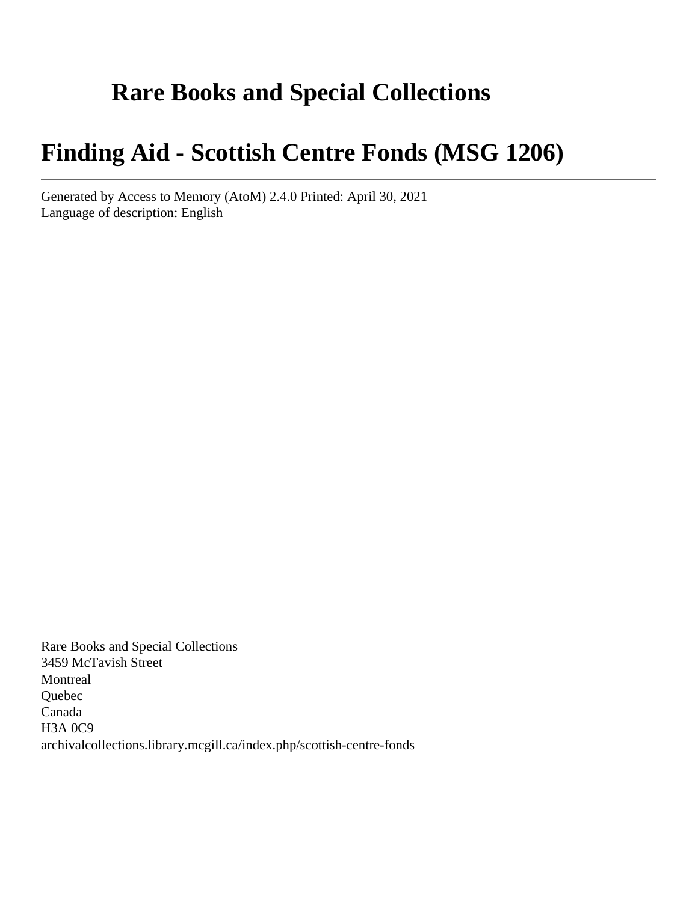# Rare Books and Special Collections

# Finding Aid - Scottish Centre Fonds (MSG 1206)

---

Generated by Access to Memory (AtoM) 2.4.0 Printed: April 30, 2021
Language of description: English

Rare Books and Special Collections
3459 McTavish Street
Montreal
Quebec
Canada
H3A 0C9
archivalcollections.library.mcgill.ca/index.php/scottish-centre-fonds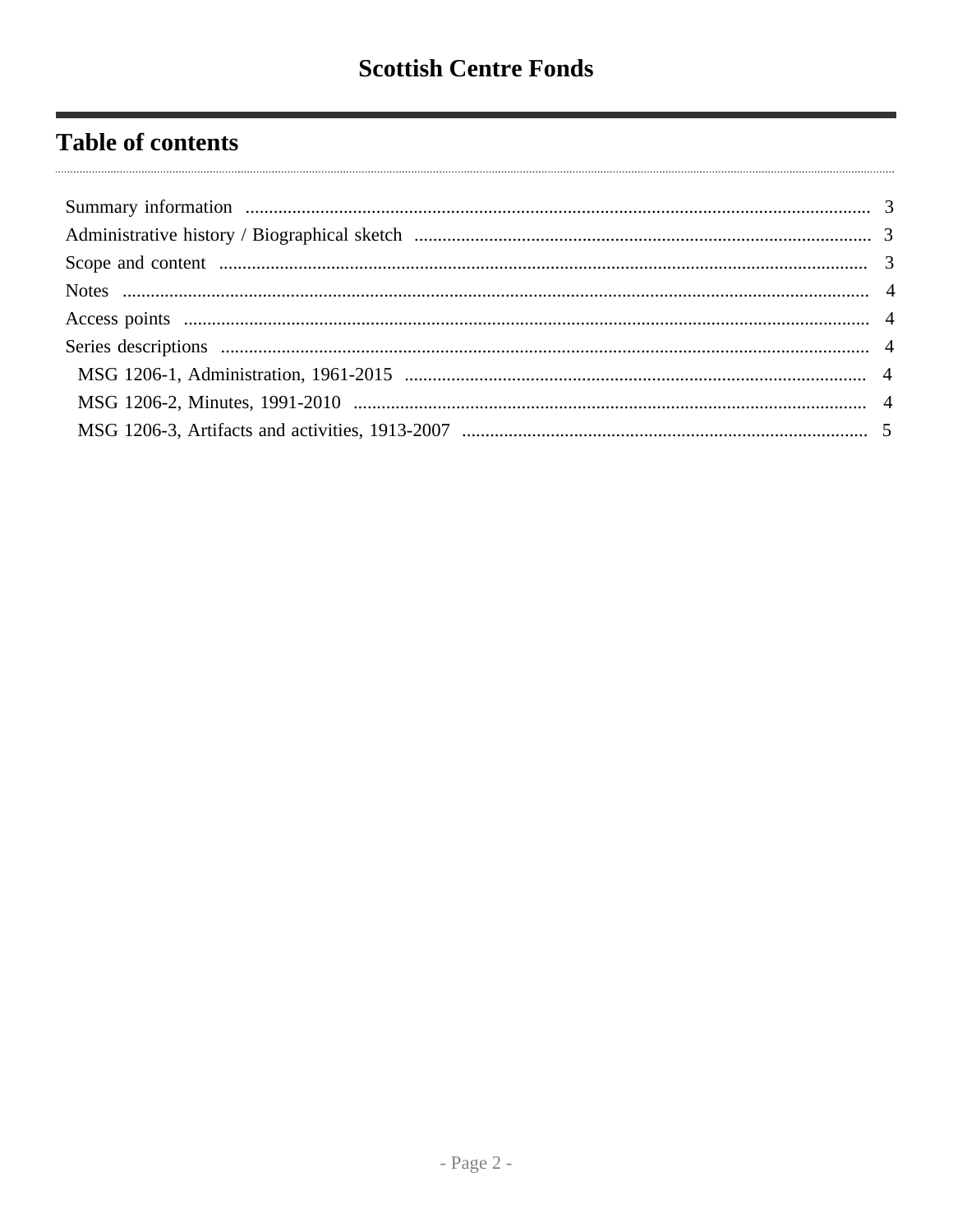# Scottish Centre Fonds

## Table of contents

- Summary information ... 3
- Administrative history / Biographical sketch ... 3
- Scope and content ... 3
- Notes ... 4
- Access points ... 4
- Series descriptions ... 4
  - MSG 1206-1, Administration, 1961-2015 ... 4
  - MSG 1206-2, Minutes, 1991-2010 ... 4
  - MSG 1206-3, Artifacts and activities, 1913-2007 ... 5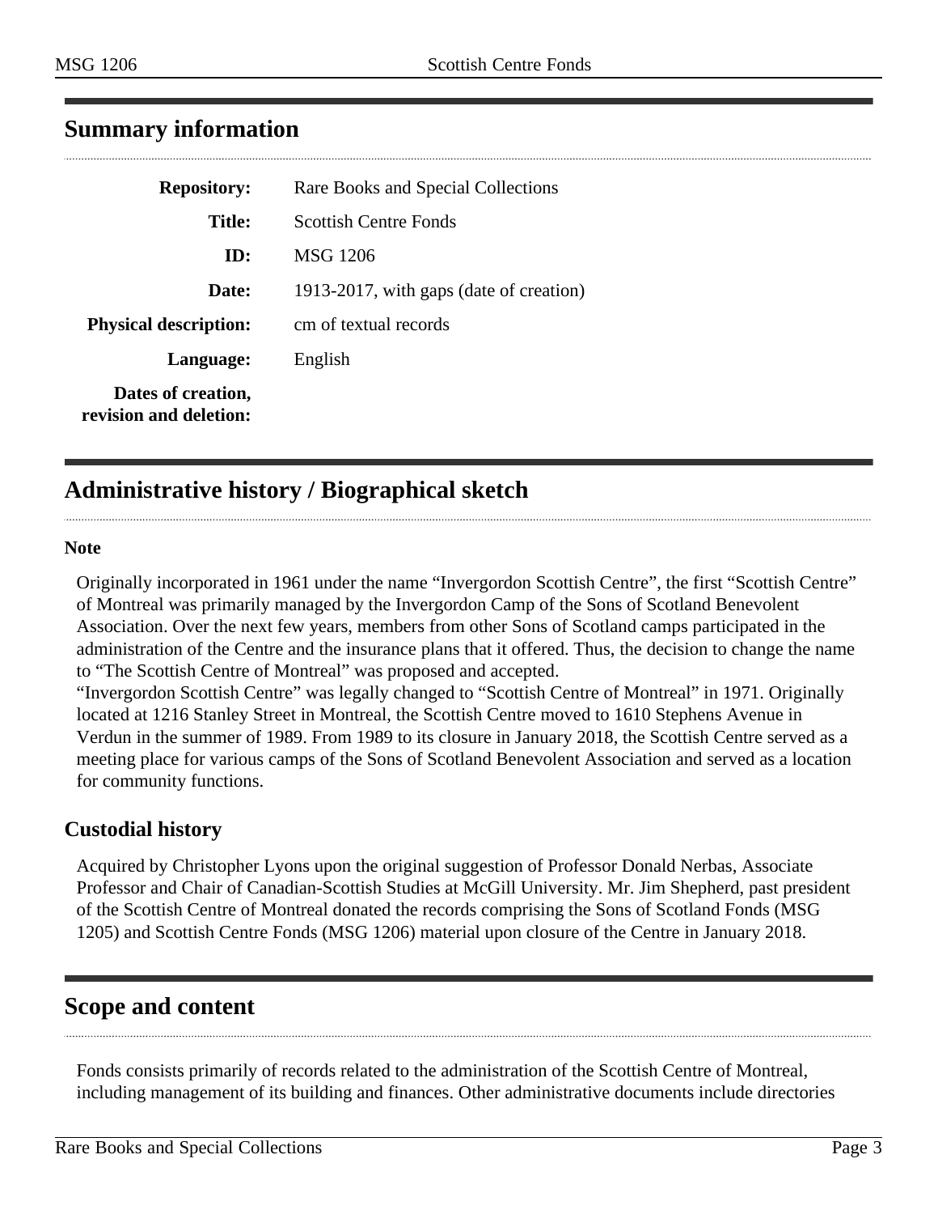## Summary information

| | |
|---|---|
| **Repository:** | Rare Books and Special Collections |
| **Title:** | Scottish Centre Fonds |
| **ID:** | MSG 1206 |
| **Date:** | 1913-2017, with gaps (date of creation) |
| **Physical description:** | cm of textual records |
| **Language:** | English |
| **Dates of creation, revision and deletion:** | |

## Administrative history / Biographical sketch

**Note**

Originally incorporated in 1961 under the name “Invergordon Scottish Centre”, the first “Scottish Centre” of Montreal was primarily managed by the Invergordon Camp of the Sons of Scotland Benevolent Association. Over the next few years, members from other Sons of Scotland camps participated in the administration of the Centre and the insurance plans that it offered. Thus, the decision to change the name to “The Scottish Centre of Montreal” was proposed and accepted.
“Invergordon Scottish Centre” was legally changed to “Scottish Centre of Montreal” in 1971. Originally located at 1216 Stanley Street in Montreal, the Scottish Centre moved to 1610 Stephens Avenue in Verdun in the summer of 1989. From 1989 to its closure in January 2018, the Scottish Centre served as a meeting place for various camps of the Sons of Scotland Benevolent Association and served as a location for community functions.

### Custodial history

Acquired by Christopher Lyons upon the original suggestion of Professor Donald Nerbas, Associate Professor and Chair of Canadian-Scottish Studies at McGill University. Mr. Jim Shepherd, past president of the Scottish Centre of Montreal donated the records comprising the Sons of Scotland Fonds (MSG 1205) and Scottish Centre Fonds (MSG 1206) material upon closure of the Centre in January 2018.

## Scope and content

Fonds consists primarily of records related to the administration of the Scottish Centre of Montreal, including management of its building and finances. Other administrative documents include directories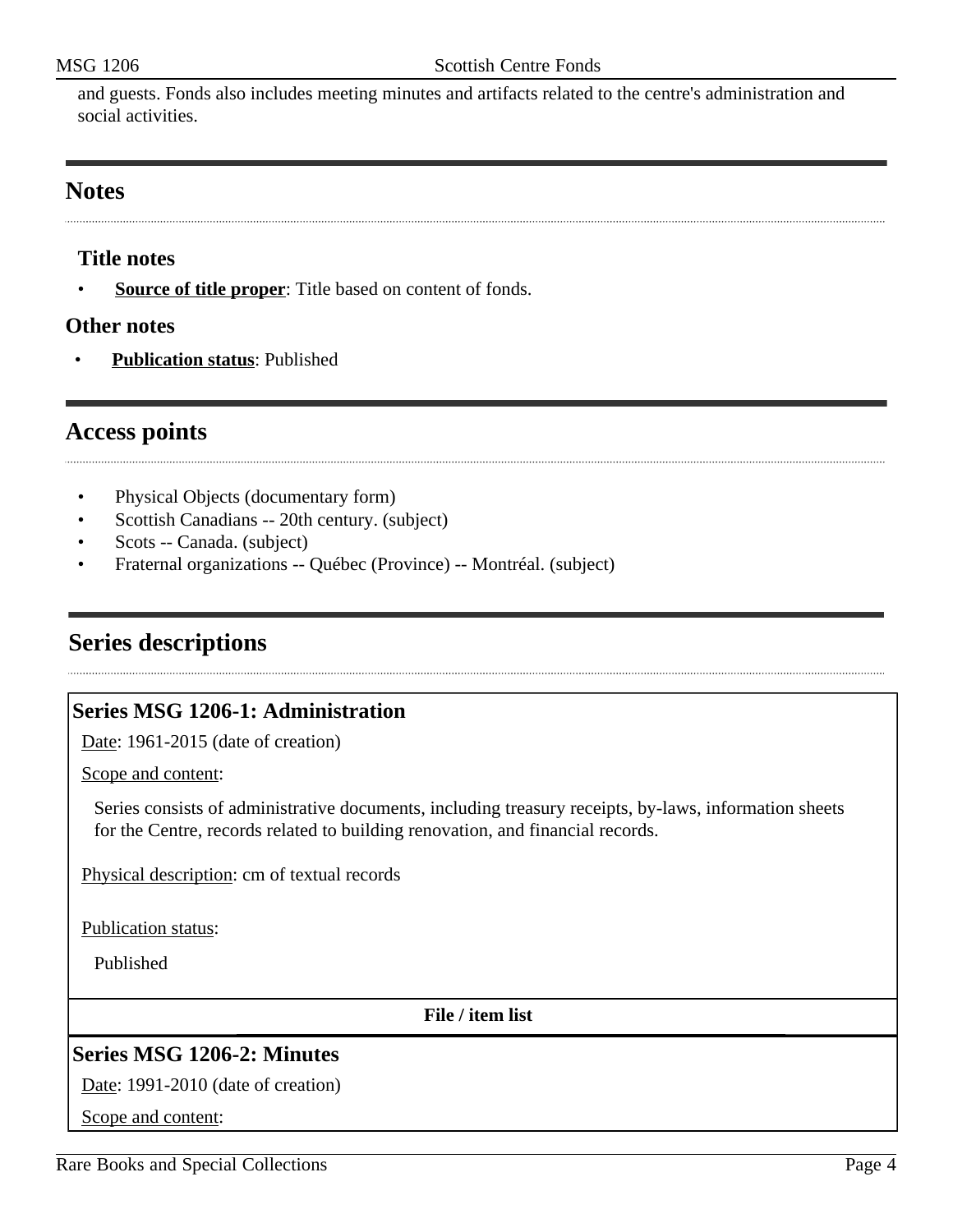and guests. Fonds also includes meeting minutes and artifacts related to the centre's administration and social activities.

## Notes

### Title notes

- **Source of title proper**: Title based on content of fonds.

### Other notes

- **Publication status**: Published

## Access points

- Physical Objects (documentary form)
- Scottish Canadians -- 20th century. (subject)
- Scots -- Canada. (subject)
- Fraternal organizations -- Québec (Province) -- Montréal. (subject)

## Series descriptions

### Series MSG 1206-1: Administration

Date: 1961-2015 (date of creation)

Scope and content:

Series consists of administrative documents, including treasury receipts, by-laws, information sheets for the Centre, records related to building renovation, and financial records.

Physical description: cm of textual records

Publication status:

Published

**File / item list**

### Series MSG 1206-2: Minutes

Date: 1991-2010 (date of creation)

Scope and content: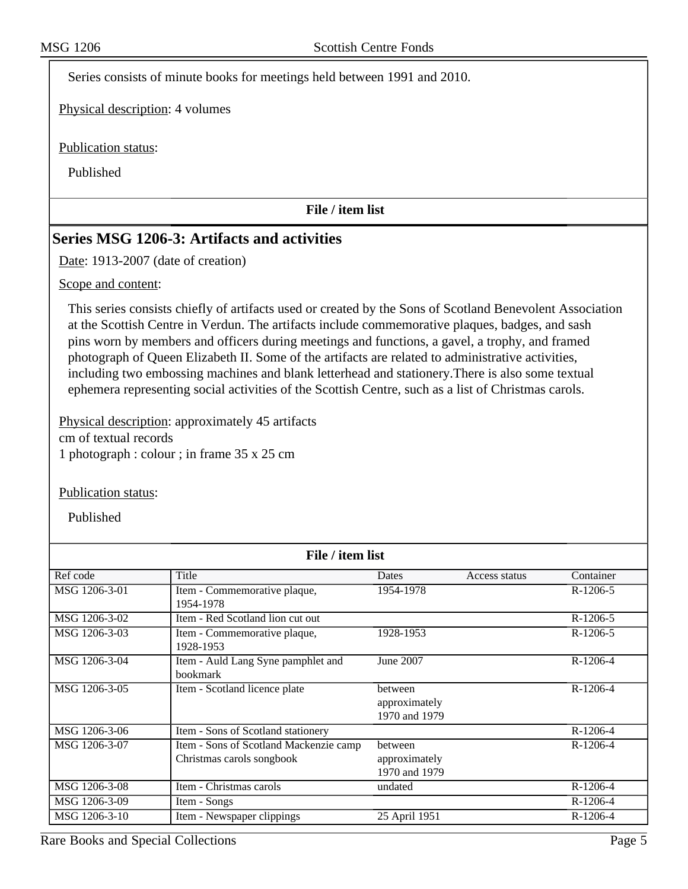Series consists of minute books for meetings held between 1991 and 2010.

Physical description: 4 volumes

Publication status:

Published

**File / item list**

## Series MSG 1206-3: Artifacts and activities

Date: 1913-2007 (date of creation)

Scope and content:

This series consists chiefly of artifacts used or created by the Sons of Scotland Benevolent Association at the Scottish Centre in Verdun. The artifacts include commemorative plaques, badges, and sash pins worn by members and officers during meetings and functions, a gavel, a trophy, and framed photograph of Queen Elizabeth II. Some of the artifacts are related to administrative activities, including two embossing machines and blank letterhead and stationery.There is also some textual ephemera representing social activities of the Scottish Centre, such as a list of Christmas carols.

Physical description: approximately 45 artifacts
cm of textual records
1 photograph : colour ; in frame 35 x 25 cm

Publication status:

Published

**File / item list**

| Ref code | Title | Dates | Access status | Container |
|---|---|---|---|---|
| MSG 1206-3-01 | Item - Commemorative plaque, 1954-1978 | 1954-1978 | | R-1206-5 |
| MSG 1206-3-02 | Item - Red Scotland lion cut out | | | R-1206-5 |
| MSG 1206-3-03 | Item - Commemorative plaque, 1928-1953 | 1928-1953 | | R-1206-5 |
| MSG 1206-3-04 | Item - Auld Lang Syne pamphlet and bookmark | June 2007 | | R-1206-4 |
| MSG 1206-3-05 | Item - Scotland licence plate | between approximately 1970 and 1979 | | R-1206-4 |
| MSG 1206-3-06 | Item - Sons of Scotland stationery | | | R-1206-4 |
| MSG 1206-3-07 | Item - Sons of Scotland Mackenzie camp Christmas carols songbook | between approximately 1970 and 1979 | | R-1206-4 |
| MSG 1206-3-08 | Item - Christmas carols | undated | | R-1206-4 |
| MSG 1206-3-09 | Item - Songs | | | R-1206-4 |
| MSG 1206-3-10 | Item - Newspaper clippings | 25 April 1951 | | R-1206-4 |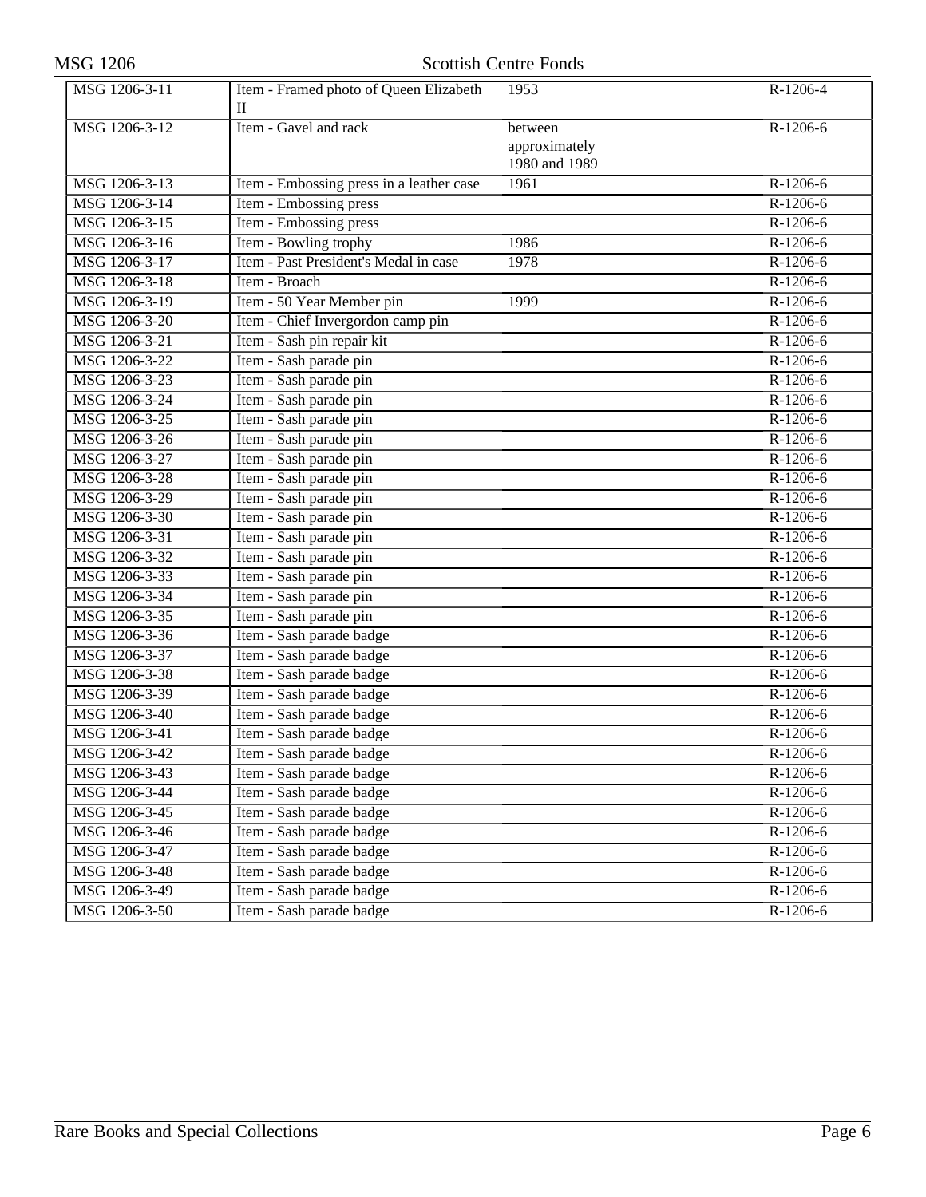| | | | |
|---|---|---|---|
| MSG 1206-3-11 | Item - Framed photo of Queen Elizabeth II | 1953 | R-1206-4 |
| MSG 1206-3-12 | Item - Gavel and rack | between approximately 1980 and 1989 | R-1206-6 |
| MSG 1206-3-13 | Item - Embossing press in a leather case | 1961 | R-1206-6 |
| MSG 1206-3-14 | Item - Embossing press | | R-1206-6 |
| MSG 1206-3-15 | Item - Embossing press | | R-1206-6 |
| MSG 1206-3-16 | Item - Bowling trophy | 1986 | R-1206-6 |
| MSG 1206-3-17 | Item - Past President's Medal in case | 1978 | R-1206-6 |
| MSG 1206-3-18 | Item - Broach | | R-1206-6 |
| MSG 1206-3-19 | Item - 50 Year Member pin | 1999 | R-1206-6 |
| MSG 1206-3-20 | Item - Chief Invergordon camp pin | | R-1206-6 |
| MSG 1206-3-21 | Item - Sash pin repair kit | | R-1206-6 |
| MSG 1206-3-22 | Item - Sash parade pin | | R-1206-6 |
| MSG 1206-3-23 | Item - Sash parade pin | | R-1206-6 |
| MSG 1206-3-24 | Item - Sash parade pin | | R-1206-6 |
| MSG 1206-3-25 | Item - Sash parade pin | | R-1206-6 |
| MSG 1206-3-26 | Item - Sash parade pin | | R-1206-6 |
| MSG 1206-3-27 | Item - Sash parade pin | | R-1206-6 |
| MSG 1206-3-28 | Item - Sash parade pin | | R-1206-6 |
| MSG 1206-3-29 | Item - Sash parade pin | | R-1206-6 |
| MSG 1206-3-30 | Item - Sash parade pin | | R-1206-6 |
| MSG 1206-3-31 | Item - Sash parade pin | | R-1206-6 |
| MSG 1206-3-32 | Item - Sash parade pin | | R-1206-6 |
| MSG 1206-3-33 | Item - Sash parade pin | | R-1206-6 |
| MSG 1206-3-34 | Item - Sash parade pin | | R-1206-6 |
| MSG 1206-3-35 | Item - Sash parade pin | | R-1206-6 |
| MSG 1206-3-36 | Item - Sash parade badge | | R-1206-6 |
| MSG 1206-3-37 | Item - Sash parade badge | | R-1206-6 |
| MSG 1206-3-38 | Item - Sash parade badge | | R-1206-6 |
| MSG 1206-3-39 | Item - Sash parade badge | | R-1206-6 |
| MSG 1206-3-40 | Item - Sash parade badge | | R-1206-6 |
| MSG 1206-3-41 | Item - Sash parade badge | | R-1206-6 |
| MSG 1206-3-42 | Item - Sash parade badge | | R-1206-6 |
| MSG 1206-3-43 | Item - Sash parade badge | | R-1206-6 |
| MSG 1206-3-44 | Item - Sash parade badge | | R-1206-6 |
| MSG 1206-3-45 | Item - Sash parade badge | | R-1206-6 |
| MSG 1206-3-46 | Item - Sash parade badge | | R-1206-6 |
| MSG 1206-3-47 | Item - Sash parade badge | | R-1206-6 |
| MSG 1206-3-48 | Item - Sash parade badge | | R-1206-6 |
| MSG 1206-3-49 | Item - Sash parade badge | | R-1206-6 |
| MSG 1206-3-50 | Item - Sash parade badge | | R-1206-6 |